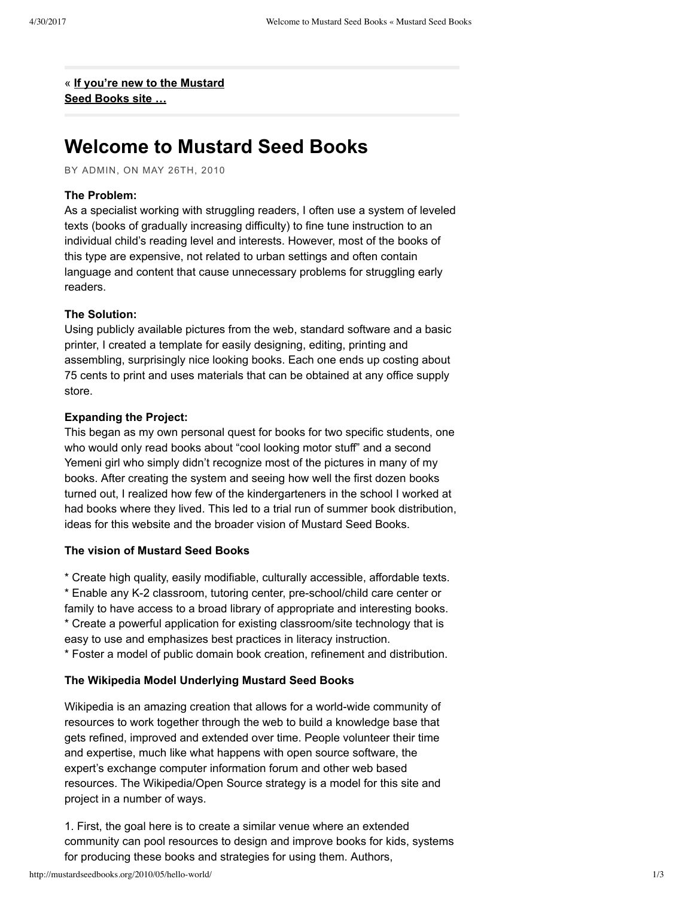« **If you're new to the Mustard Seed Books site …**

# Welcome to Mustard Seed Books

BY ADMIN, ON MAY 26TH, 2010

**The Problem:**
As a specialist working with struggling readers, I often use a system of leveled texts (books of gradually increasing difficulty) to fine tune instruction to an individual child's reading level and interests. However, most of the books of this type are expensive, not related to urban settings and often contain language and content that cause unnecessary problems for struggling early readers.

**The Solution:**
Using publicly available pictures from the web, standard software and a basic printer, I created a template for easily designing, editing, printing and assembling, surprisingly nice looking books. Each one ends up costing about 75 cents to print and uses materials that can be obtained at any office supply store.

**Expanding the Project:**
This began as my own personal quest for books for two specific students, one who would only read books about "cool looking motor stuff" and a second Yemeni girl who simply didn't recognize most of the pictures in many of my books. After creating the system and seeing how well the first dozen books turned out, I realized how few of the kindergarteners in the school I worked at had books where they lived. This led to a trial run of summer book distribution, ideas for this website and the broader vision of Mustard Seed Books.

**The vision of Mustard Seed Books**

* Create high quality, easily modifiable, culturally accessible, affordable texts.
* Enable any K-2 classroom, tutoring center, pre-school/child care center or family to have access to a broad library of appropriate and interesting books.
* Create a powerful application for existing classroom/site technology that is easy to use and emphasizes best practices in literacy instruction.
* Foster a model of public domain book creation, refinement and distribution.

**The Wikipedia Model Underlying Mustard Seed Books**

Wikipedia is an amazing creation that allows for a world-wide community of resources to work together through the web to build a knowledge base that gets refined, improved and extended over time. People volunteer their time and expertise, much like what happens with open source software, the expert's exchange computer information forum and other web based resources. The Wikipedia/Open Source strategy is a model for this site and project in a number of ways.

1. First, the goal here is to create a similar venue where an extended community can pool resources to design and improve books for kids, systems for producing these books and strategies for using them. Authors,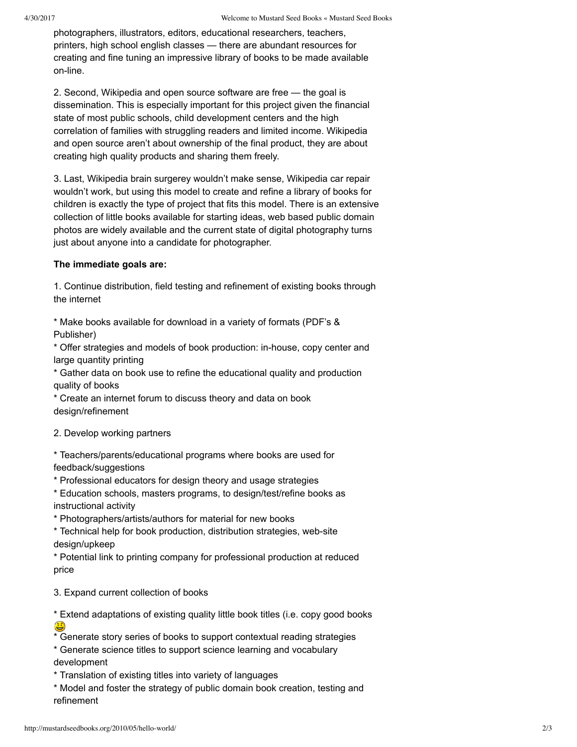photographers, illustrators, editors, educational researchers, teachers, printers, high school english classes — there are abundant resources for creating and fine tuning an impressive library of books to be made available on-line.

2. Second, Wikipedia and open source software are free — the goal is dissemination. This is especially important for this project given the financial state of most public schools, child development centers and the high correlation of families with struggling readers and limited income. Wikipedia and open source aren't about ownership of the final product, they are about creating high quality products and sharing them freely.

3. Last, Wikipedia brain surgerey wouldn't make sense, Wikipedia car repair wouldn't work, but using this model to create and refine a library of books for children is exactly the type of project that fits this model. There is an extensive collection of little books available for starting ideas, web based public domain photos are widely available and the current state of digital photography turns just about anyone into a candidate for photographer.

**The immediate goals are:**

1. Continue distribution, field testing and refinement of existing books through the internet

* Make books available for download in a variety of formats (PDF's & Publisher)
* Offer strategies and models of book production: in-house, copy center and large quantity printing
* Gather data on book use to refine the educational quality and production quality of books
* Create an internet forum to discuss theory and data on book design/refinement

2. Develop working partners

* Teachers/parents/educational programs where books are used for feedback/suggestions
* Professional educators for design theory and usage strategies
* Education schools, masters programs, to design/test/refine books as instructional activity
* Photographers/artists/authors for material for new books
* Technical help for book production, distribution strategies, web-site design/upkeep
* Potential link to printing company for professional production at reduced price

3. Expand current collection of books

* Extend adaptations of existing quality little book titles (i.e. copy good books 😃
* Generate story series of books to support contextual reading strategies
* Generate science titles to support science learning and vocabulary development
* Translation of existing titles into variety of languages
* Model and foster the strategy of public domain book creation, testing and refinement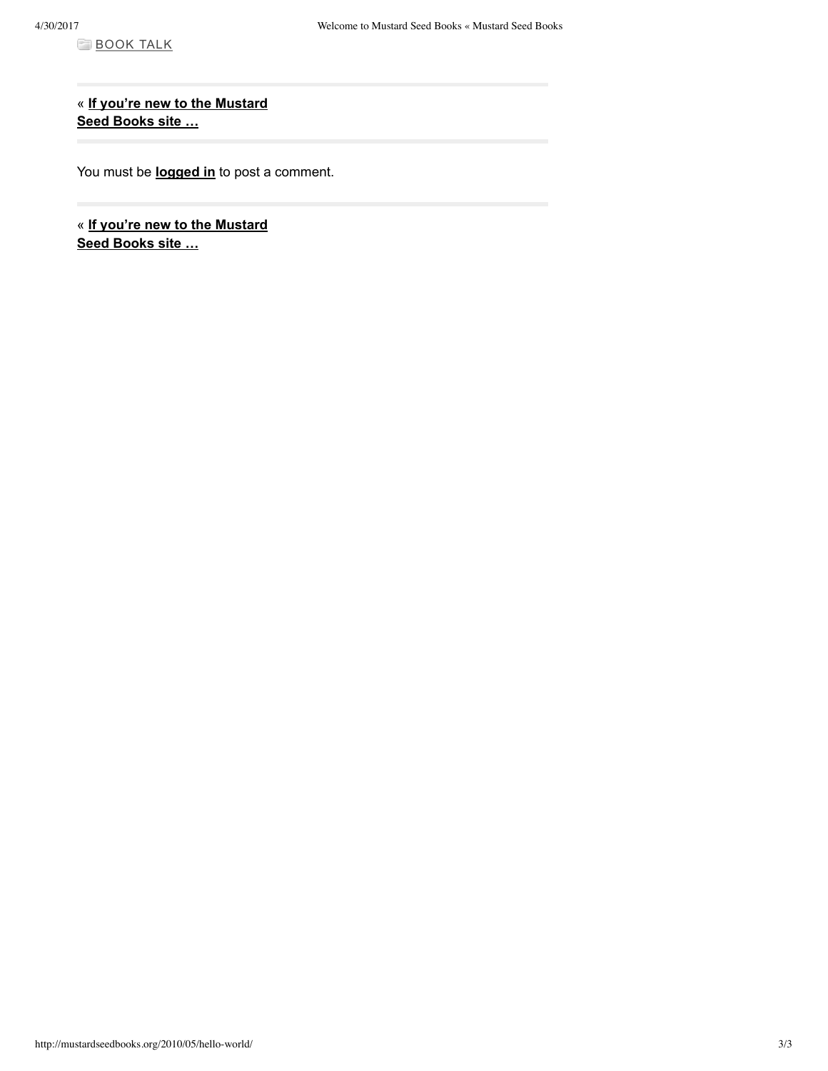BOOK TALK

« **If you're new to the Mustard Seed Books site …**

You must be **logged in** to post a comment.

« **If you're new to the Mustard Seed Books site …**